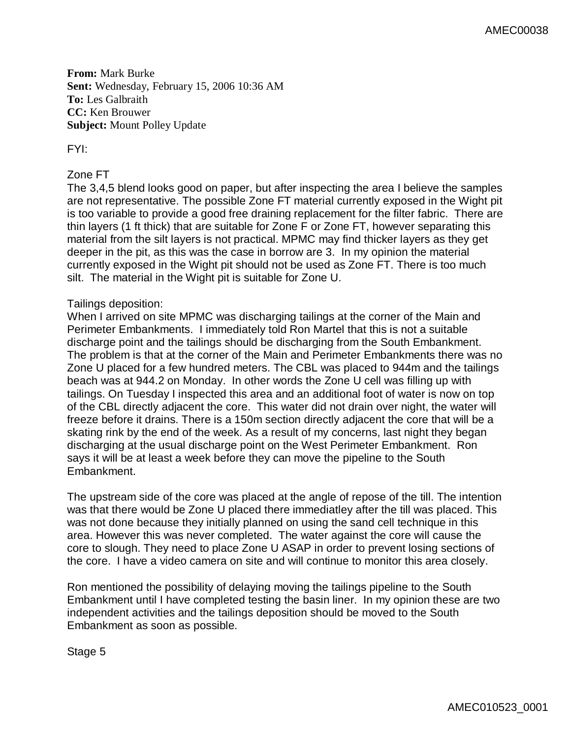**From:** Mark Burke
**Sent:** Wednesday, February 15, 2006 10:36 AM
**To:** Les Galbraith
**CC:** Ken Brouwer
**Subject:** Mount Polley Update

FYI:

Zone FT
The 3,4,5 blend looks good on paper, but after inspecting the area I believe the samples are not representative. The possible Zone FT material currently exposed in the Wight pit is too variable to provide a good free draining replacement for the filter fabric. There are thin layers (1 ft thick) that are suitable for Zone F or Zone FT, however separating this material from the silt layers is not practical. MPMC may find thicker layers as they get deeper in the pit, as this was the case in borrow are 3. In my opinion the material currently exposed in the Wight pit should not be used as Zone FT. There is too much silt. The material in the Wight pit is suitable for Zone U.

Tailings deposition:
When I arrived on site MPMC was discharging tailings at the corner of the Main and Perimeter Embankments. I immediately told Ron Martel that this is not a suitable discharge point and the tailings should be discharging from the South Embankment. The problem is that at the corner of the Main and Perimeter Embankments there was no Zone U placed for a few hundred meters. The CBL was placed to 944m and the tailings beach was at 944.2 on Monday. In other words the Zone U cell was filling up with tailings. On Tuesday I inspected this area and an additional foot of water is now on top of the CBL directly adjacent the core. This water did not drain over night, the water will freeze before it drains. There is a 150m section directly adjacent the core that will be a skating rink by the end of the week. As a result of my concerns, last night they began discharging at the usual discharge point on the West Perimeter Embankment. Ron says it will be at least a week before they can move the pipeline to the South Embankment.

The upstream side of the core was placed at the angle of repose of the till. The intention was that there would be Zone U placed there immediatley after the till was placed. This was not done because they initially planned on using the sand cell technique in this area. However this was never completed. The water against the core will cause the core to slough. They need to place Zone U ASAP in order to prevent losing sections of the core. I have a video camera on site and will continue to monitor this area closely.

Ron mentioned the possibility of delaying moving the tailings pipeline to the South Embankment until I have completed testing the basin liner. In my opinion these are two independent activities and the tailings deposition should be moved to the South Embankment as soon as possible.

Stage 5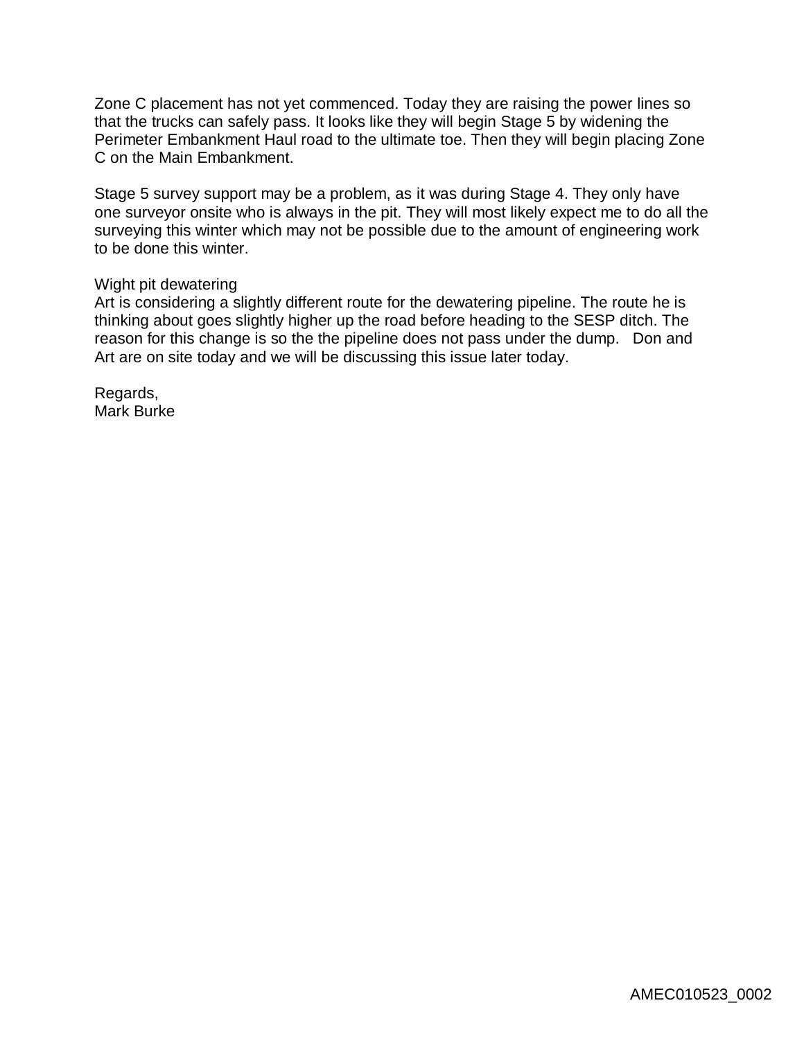Zone C placement has not yet commenced. Today they are raising the power lines so that the trucks can safely pass. It looks like they will begin Stage 5 by widening the Perimeter Embankment Haul road to the ultimate toe. Then they will begin placing Zone C on the Main Embankment.

Stage 5 survey support may be a problem, as it was during Stage 4. They only have one surveyor onsite who is always in the pit. They will most likely expect me to do all the surveying this winter which may not be possible due to the amount of engineering work to be done this winter.

Wight pit dewatering
Art is considering a slightly different route for the dewatering pipeline. The route he is thinking about goes slightly higher up the road before heading to the SESP ditch. The reason for this change is so the the pipeline does not pass under the dump.   Don and Art are on site today and we will be discussing this issue later today.

Regards,
Mark Burke

AMEC010523_0002